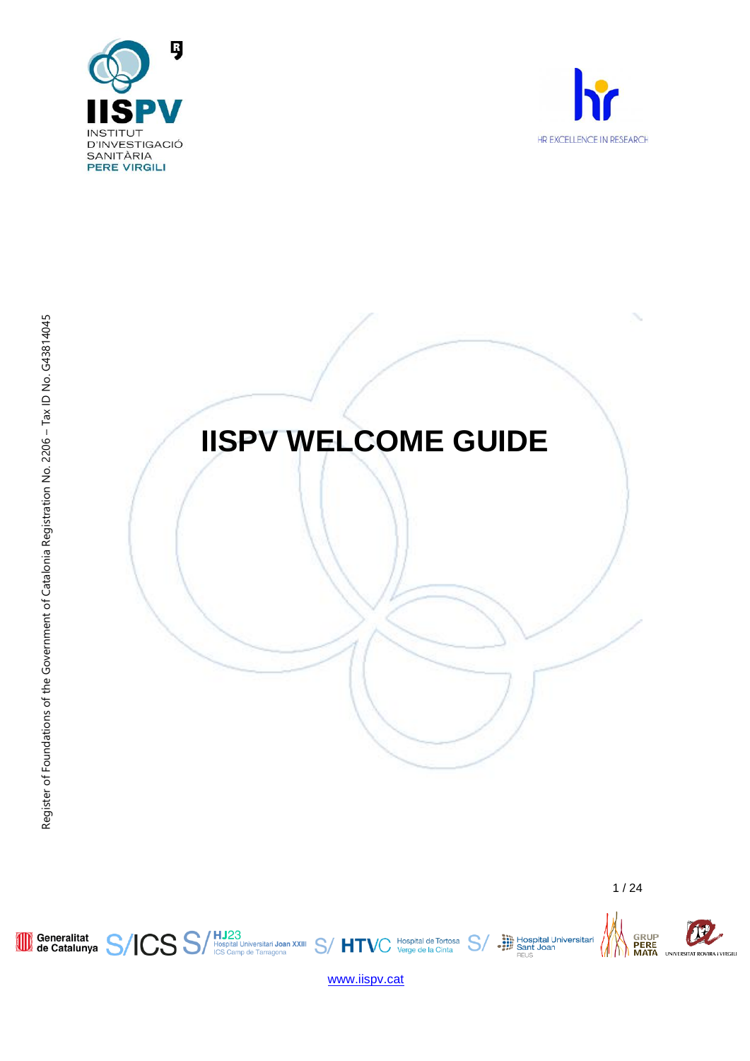INSTITUT D'INVESTIGACIÓ SANITÀRIA PERE VIRGILI

HR EXCELLENCE IN RESEARCH

Register of Foundations of the Government of Catalonia Registration No. 2206 – Tax ID No. G43814045

# IISPV WELCOME GUIDE

Generalitat de Catalunya

Hospital Universitari Joan XXIII ICS Camp de Tarragona

Hospital de Tortosa Verge de la Cinta

Hospital Universitari Sant Joan Reus

Grup Pere Mata

Universitat Rovira i Virgili

www.iispv.cat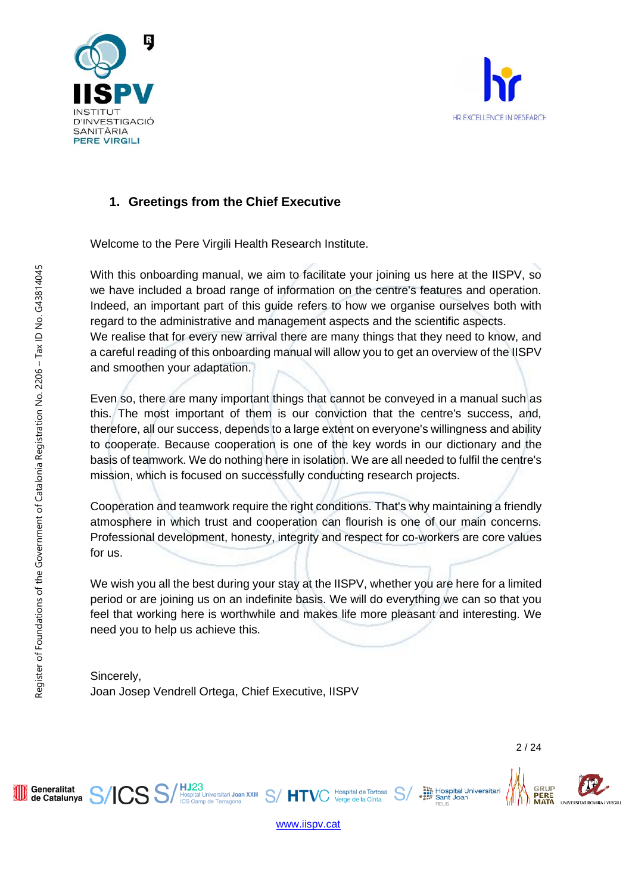## 1. Greetings from the Chief Executive

Welcome to the Pere Virgili Health Research Institute.

With this onboarding manual, we aim to facilitate your joining us here at the IISPV, so we have included a broad range of information on the centre's features and operation. Indeed, an important part of this guide refers to how we organise ourselves both with regard to the administrative and management aspects and the scientific aspects.
We realise that for every new arrival there are many things that they need to know, and a careful reading of this onboarding manual will allow you to get an overview of the IISPV and smoothen your adaptation.

Even so, there are many important things that cannot be conveyed in a manual such as this. The most important of them is our conviction that the centre's success, and, therefore, all our success, depends to a large extent on everyone's willingness and ability to cooperate. Because cooperation is one of the key words in our dictionary and the basis of teamwork. We do nothing here in isolation. We are all needed to fulfil the centre's mission, which is focused on successfully conducting research projects.

Cooperation and teamwork require the right conditions. That's why maintaining a friendly atmosphere in which trust and cooperation can flourish is one of our main concerns. Professional development, honesty, integrity and respect for co-workers are core values for us.

We wish you all the best during your stay at the IISPV, whether you are here for a limited period or are joining us on an indefinite basis. We will do everything we can so that you feel that working here is worthwhile and makes life more pleasant and interesting. We need you to help us achieve this.

Sincerely,
Joan Josep Vendrell Ortega, Chief Executive, IISPV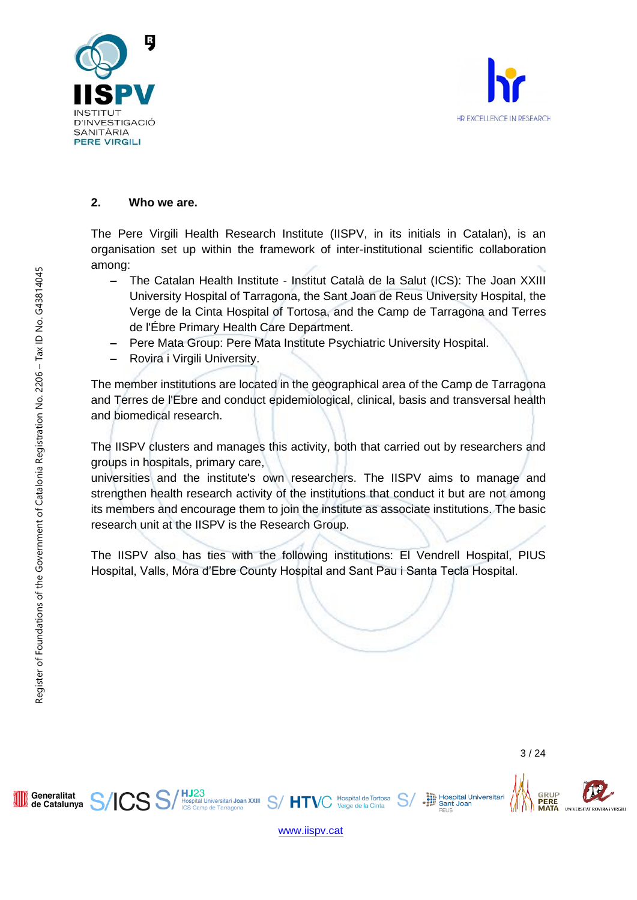## 2. Who we are.

The Pere Virgili Health Research Institute (IISPV, in its initials in Catalan), is an organisation set up within the framework of inter-institutional scientific collaboration among:

- The Catalan Health Institute - Institut Català de la Salut (ICS): The Joan XXIII University Hospital of Tarragona, the Sant Joan de Reus University Hospital, the Verge de la Cinta Hospital of Tortosa, and the Camp de Tarragona and Terres de l'Ébre Primary Health Care Department.
- Pere Mata Group: Pere Mata Institute Psychiatric University Hospital.
- Rovira i Virgili University.

The member institutions are located in the geographical area of the Camp de Tarragona and Terres de l'Ebre and conduct epidemiological, clinical, basis and transversal health and biomedical research.

The IISPV clusters and manages this activity, both that carried out by researchers and groups in hospitals, primary care,
universities and the institute's own researchers. The IISPV aims to manage and strengthen health research activity of the institutions that conduct it but are not among its members and encourage them to join the institute as associate institutions. The basic research unit at the IISPV is the Research Group.

The IISPV also has ties with the following institutions: El Vendrell Hospital, PIUS Hospital, Valls, Móra d'Ebre County Hospital and Sant Pau i Santa Tecla Hospital.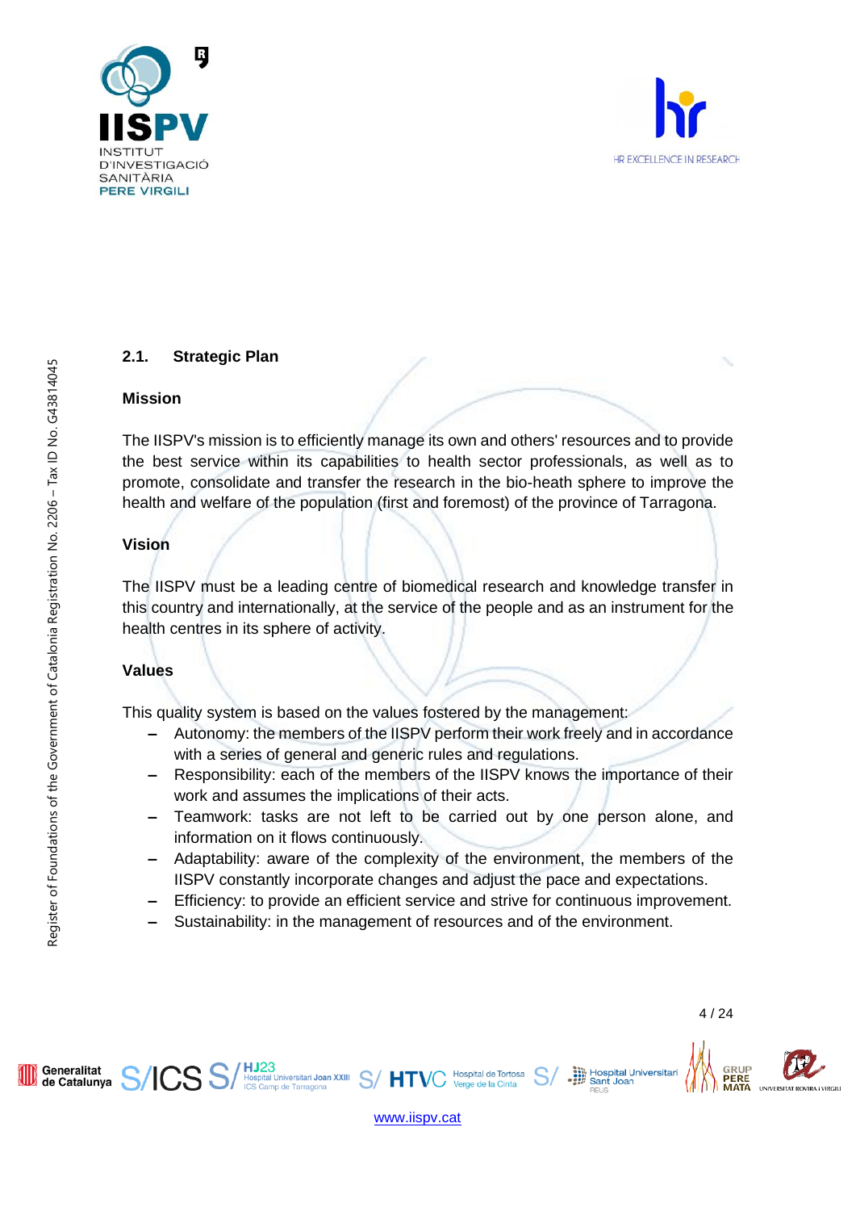## 2.1. Strategic Plan

### Mission

The IISPV's mission is to efficiently manage its own and others' resources and to provide the best service within its capabilities to health sector professionals, as well as to promote, consolidate and transfer the research in the bio-heath sphere to improve the health and welfare of the population (first and foremost) of the province of Tarragona.

### Vision

The IISPV must be a leading centre of biomedical research and knowledge transfer in this country and internationally, at the service of the people and as an instrument for the health centres in its sphere of activity.

### Values

This quality system is based on the values fostered by the management:

- Autonomy: the members of the IISPV perform their work freely and in accordance with a series of general and generic rules and regulations.
- Responsibility: each of the members of the IISPV knows the importance of their work and assumes the implications of their acts.
- Teamwork: tasks are not left to be carried out by one person alone, and information on it flows continuously.
- Adaptability: aware of the complexity of the environment, the members of the IISPV constantly incorporate changes and adjust the pace and expectations.
- Efficiency: to provide an efficient service and strive for continuous improvement.
- Sustainability: in the management of resources and of the environment.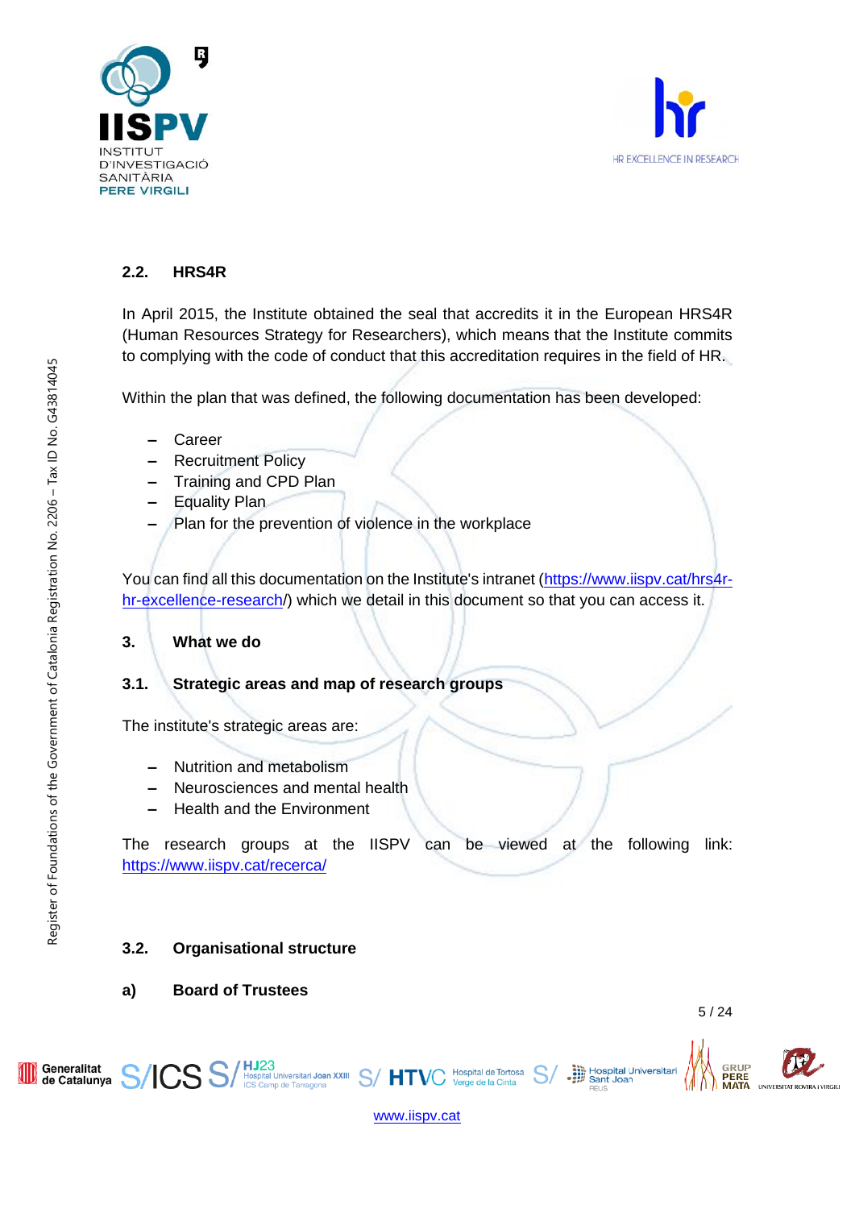## 2.2. HRS4R

In April 2015, the Institute obtained the seal that accredits it in the European HRS4R (Human Resources Strategy for Researchers), which means that the Institute commits to complying with the code of conduct that this accreditation requires in the field of HR.

Within the plan that was defined, the following documentation has been developed:

- Career
- Recruitment Policy
- Training and CPD Plan
- Equality Plan
- Plan for the prevention of violence in the workplace

You can find all this documentation on the Institute's intranet (https://www.iispv.cat/hrs4r-hr-excellence-research/) which we detail in this document so that you can access it.

# 3. What we do

## 3.1. Strategic areas and map of research groups

The institute's strategic areas are:

- Nutrition and metabolism
- Neurosciences and mental health
- Health and the Environment

The research groups at the IISPV can be viewed at the following link: https://www.iispv.cat/recerca/

## 3.2. Organisational structure

### a) Board of Trustees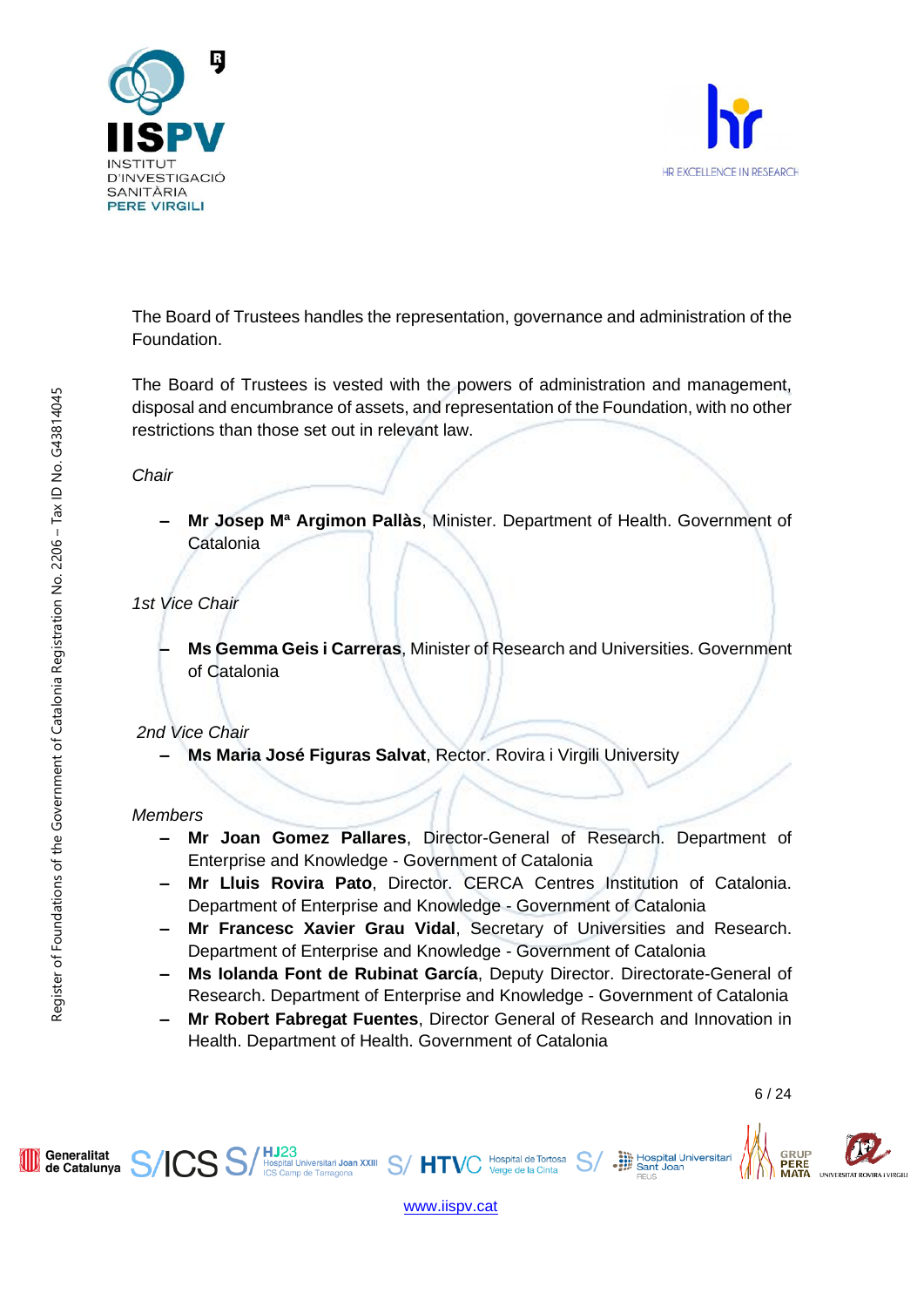The Board of Trustees handles the representation, governance and administration of the Foundation.

The Board of Trustees is vested with the powers of administration and management, disposal and encumbrance of assets, and representation of the Foundation, with no other restrictions than those set out in relevant law.

*Chair*

- **Mr Josep Mª Argimon Pallàs**, Minister. Department of Health. Government of Catalonia

*1st Vice Chair*

- **Ms Gemma Geis i Carreras**, Minister of Research and Universities. Government of Catalonia

*2nd Vice Chair*

- **Ms Maria José Figuras Salvat**, Rector. Rovira i Virgili University

*Members*

- **Mr Joan Gomez Pallares**, Director-General of Research. Department of Enterprise and Knowledge - Government of Catalonia
- **Mr Lluis Rovira Pato**, Director. CERCA Centres Institution of Catalonia. Department of Enterprise and Knowledge - Government of Catalonia
- **Mr Francesc Xavier Grau Vidal**, Secretary of Universities and Research. Department of Enterprise and Knowledge - Government of Catalonia
- **Ms Iolanda Font de Rubinat García**, Deputy Director. Directorate-General of Research. Department of Enterprise and Knowledge - Government of Catalonia
- **Mr Robert Fabregat Fuentes**, Director General of Research and Innovation in Health. Department of Health. Government of Catalonia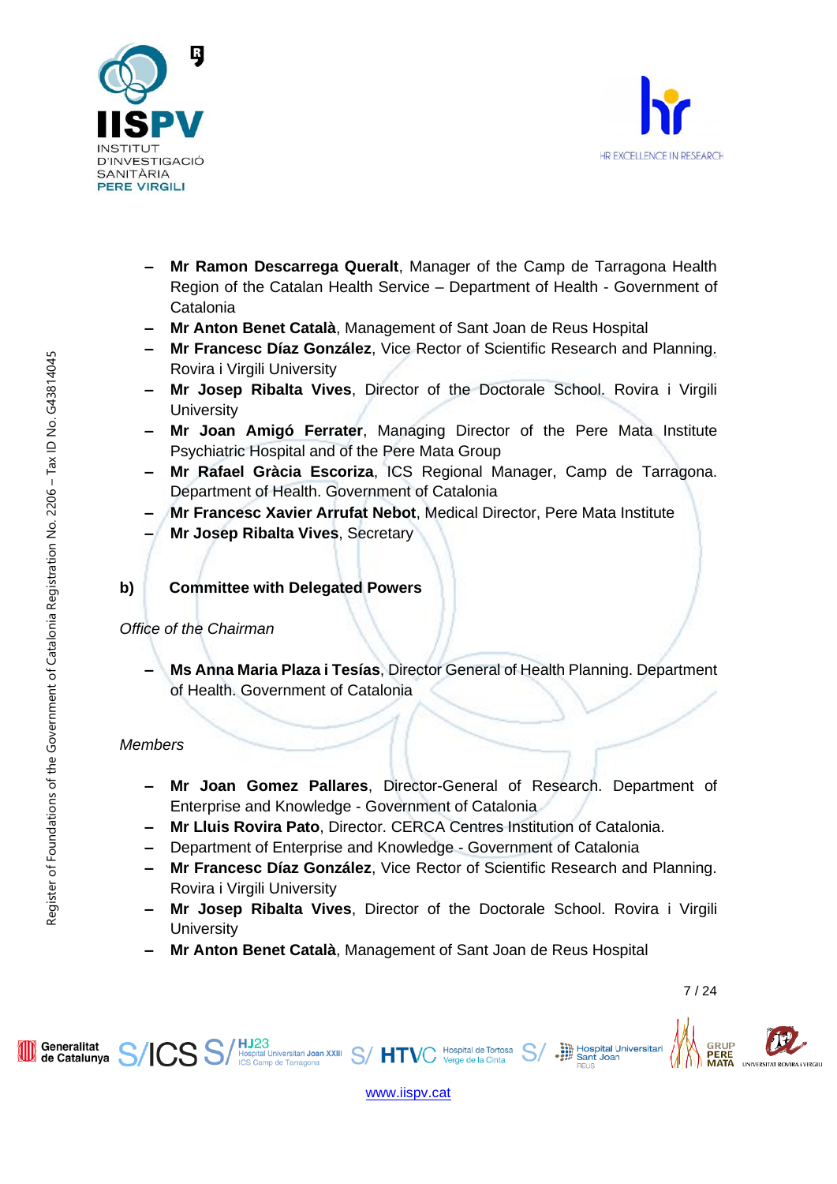- **Mr Ramon Descarrega Queralt**, Manager of the Camp de Tarragona Health Region of the Catalan Health Service – Department of Health - Government of Catalonia
- **Mr Anton Benet Català**, Management of Sant Joan de Reus Hospital
- **Mr Francesc Díaz González**, Vice Rector of Scientific Research and Planning. Rovira i Virgili University
- **Mr Josep Ribalta Vives**, Director of the Doctorale School. Rovira i Virgili University
- **Mr Joan Amigó Ferrater**, Managing Director of the Pere Mata Institute Psychiatric Hospital and of the Pere Mata Group
- **Mr Rafael Gràcia Escoriza**, ICS Regional Manager, Camp de Tarragona. Department of Health. Government of Catalonia
- **Mr Francesc Xavier Arrufat Nebot**, Medical Director, Pere Mata Institute
- **Mr Josep Ribalta Vives**, Secretary

**b) Committee with Delegated Powers**

*Office of the Chairman*

- **Ms Anna Maria Plaza i Tesías**, Director General of Health Planning. Department of Health. Government of Catalonia

*Members*

- **Mr Joan Gomez Pallares**, Director-General of Research. Department of Enterprise and Knowledge - Government of Catalonia
- **Mr Lluis Rovira Pato**, Director. CERCA Centres Institution of Catalonia.
- Department of Enterprise and Knowledge - Government of Catalonia
- **Mr Francesc Díaz González**, Vice Rector of Scientific Research and Planning. Rovira i Virgili University
- **Mr Josep Ribalta Vives**, Director of the Doctorale School. Rovira i Virgili University
- **Mr Anton Benet Català**, Management of Sant Joan de Reus Hospital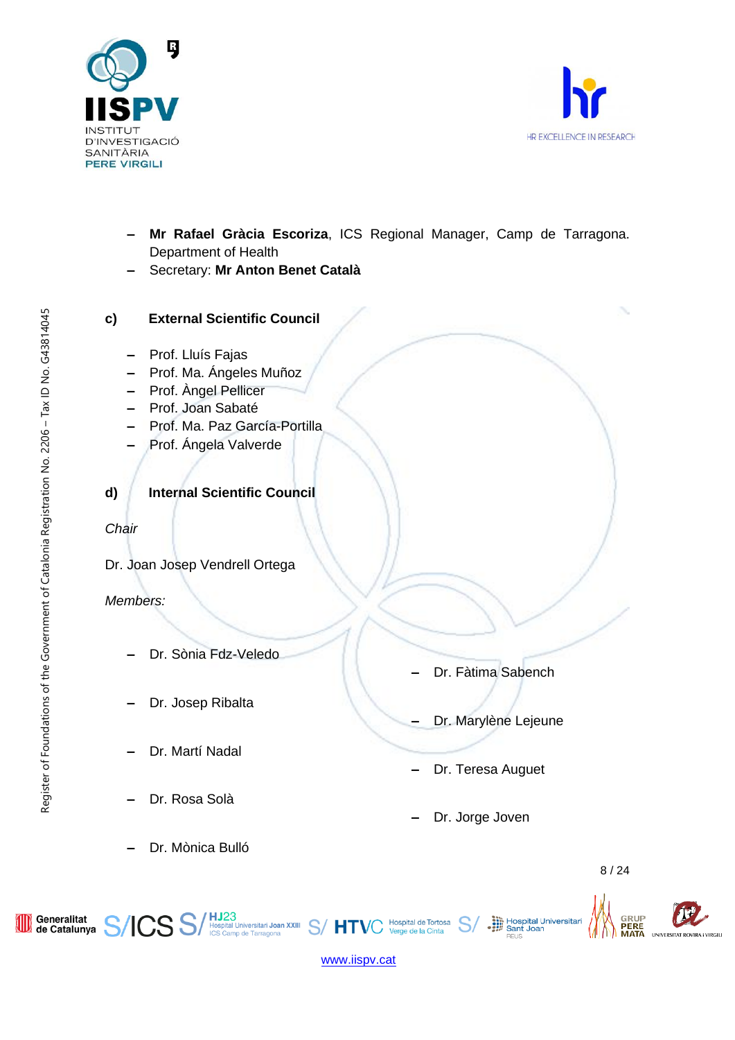- **Mr Rafael Gràcia Escoriza**, ICS Regional Manager, Camp de Tarragona. Department of Health
- Secretary: **Mr Anton Benet Català**

**c) External Scientific Council**

- Prof. Lluís Fajas
- Prof. Ma. Ángeles Muñoz
- Prof. Àngel Pellicer
- Prof. Joan Sabaté
- Prof. Ma. Paz García-Portilla
- Prof. Ángela Valverde

**d) Internal Scientific Council**

*Chair*

Dr. Joan Josep Vendrell Ortega

*Members:*

- Dr. Sònia Fdz-Veledo
- Dr. Josep Ribalta
- Dr. Martí Nadal
- Dr. Rosa Solà
- Dr. Mònica Bulló
- Dr. Fàtima Sabench
- Dr. Marylène Lejeune
- Dr. Teresa Auguet
- Dr. Jorge Joven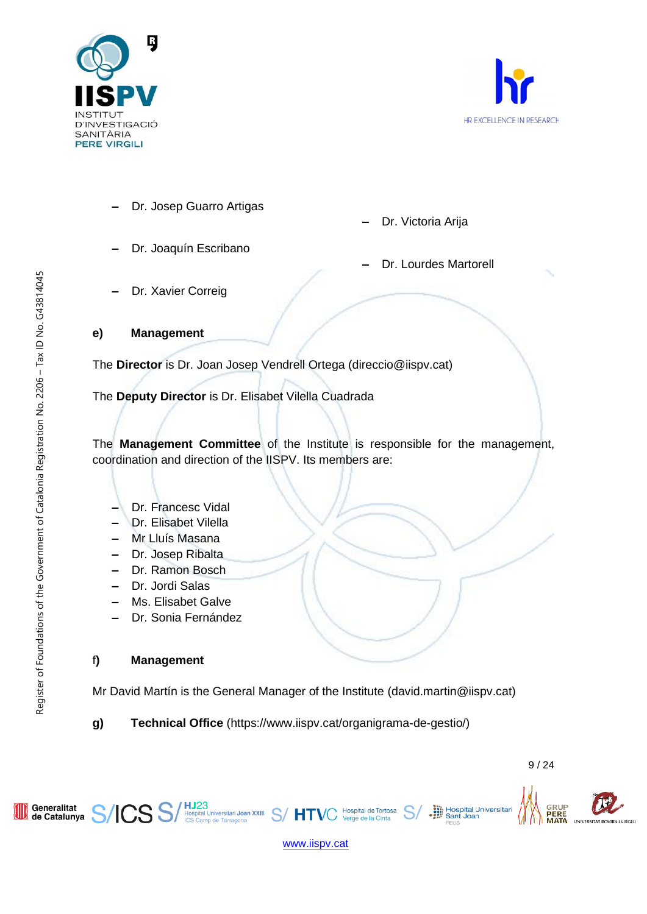- Dr. Josep Guarro Artigas
- Dr. Joaquín Escribano
- Dr. Xavier Correig
- Dr. Victoria Arija
- Dr. Lourdes Martorell

**e) Management**

The **Director** is Dr. Joan Josep Vendrell Ortega (direccio@iispv.cat)

The **Deputy Director** is Dr. Elisabet Vilella Cuadrada

The **Management Committee** of the Institute is responsible for the management, coordination and direction of the IISPV. Its members are:

- Dr. Francesc Vidal
- Dr. Elisabet Vilella
- Mr Lluís Masana
- Dr. Josep Ribalta
- Dr. Ramon Bosch
- Dr. Jordi Salas
- Ms. Elisabet Galve
- Dr. Sonia Fernández

**f) Management**

Mr David Martín is the General Manager of the Institute (david.martin@iispv.cat)

**g) Technical Office** (https://www.iispv.cat/organigrama-de-gestio/)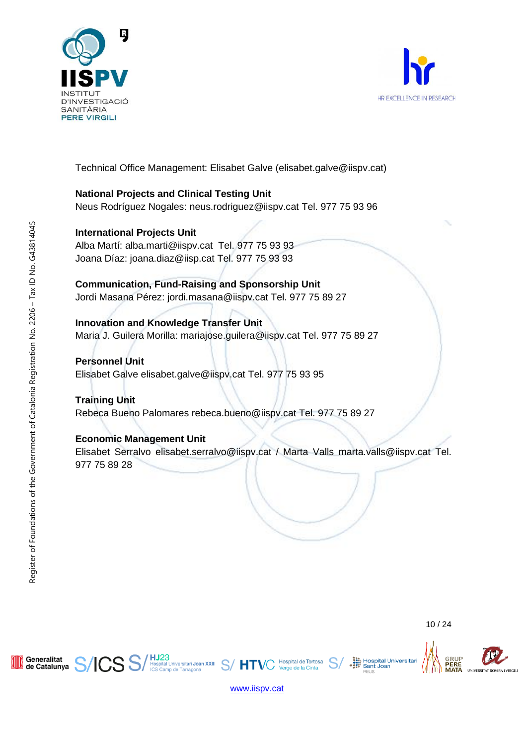Technical Office Management: Elisabet Galve (elisabet.galve@iispv.cat)

**National Projects and Clinical Testing Unit**
Neus Rodríguez Nogales: neus.rodriguez@iispv.cat Tel. 977 75 93 96

**International Projects Unit**
Alba Martí: alba.marti@iispv.cat Tel. 977 75 93 93
Joana Díaz: joana.diaz@iisp.cat Tel. 977 75 93 93

**Communication, Fund-Raising and Sponsorship Unit**
Jordi Masana Pérez: jordi.masana@iispv.cat Tel. 977 75 89 27

**Innovation and Knowledge Transfer Unit**
Maria J. Guilera Morilla: mariajose.guilera@iispv.cat Tel. 977 75 89 27

**Personnel Unit**
Elisabet Galve elisabet.galve@iispv.cat Tel. 977 75 93 95

**Training Unit**
Rebeca Bueno Palomares rebeca.bueno@iispv.cat Tel. 977 75 89 27

**Economic Management Unit**
Elisabet Serralvo elisabet.serralvo@iispv.cat / Marta Valls marta.valls@iispv.cat Tel. 977 75 89 28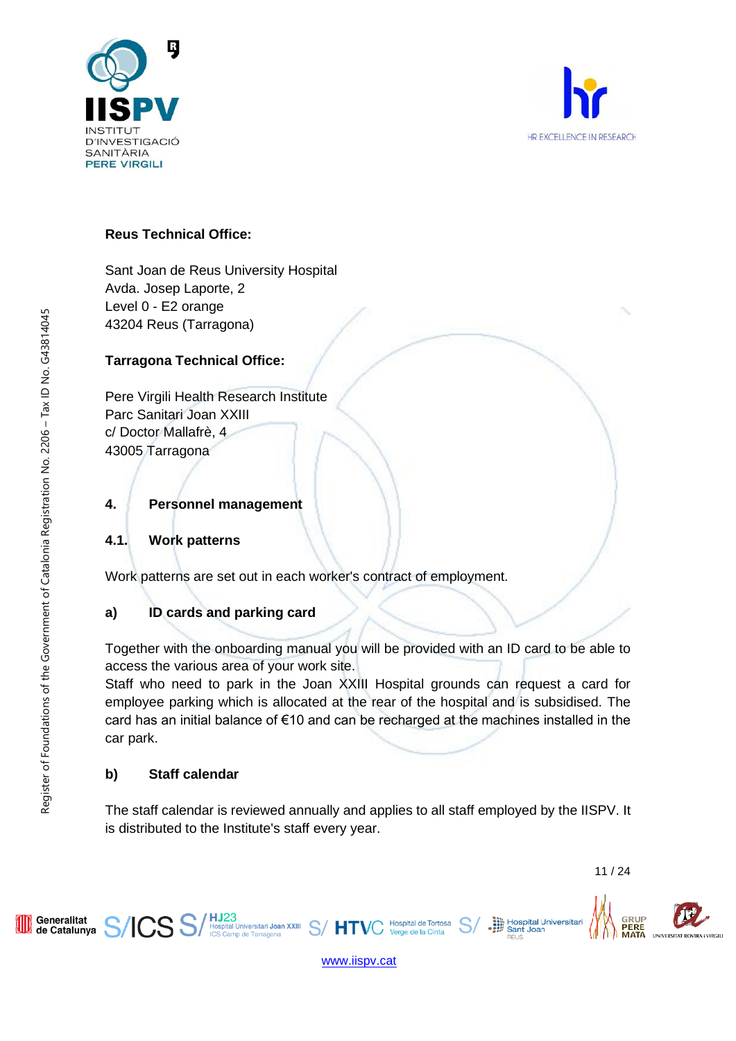**Reus Technical Office:**

Sant Joan de Reus University Hospital
Avda. Josep Laporte, 2
Level 0 - E2 orange
43204 Reus (Tarragona)

**Tarragona Technical Office:**

Pere Virgili Health Research Institute
Parc Sanitari Joan XXIII
c/ Doctor Mallafrè, 4
43005 Tarragona

## 4. Personnel management

### 4.1. Work patterns

Work patterns are set out in each worker's contract of employment.

#### a) ID cards and parking card

Together with the onboarding manual you will be provided with an ID card to be able to access the various area of your work site.
Staff who need to park in the Joan XXIII Hospital grounds can request a card for employee parking which is allocated at the rear of the hospital and is subsidised. The card has an initial balance of €10 and can be recharged at the machines installed in the car park.

#### b) Staff calendar

The staff calendar is reviewed annually and applies to all staff employed by the IISPV. It is distributed to the Institute's staff every year.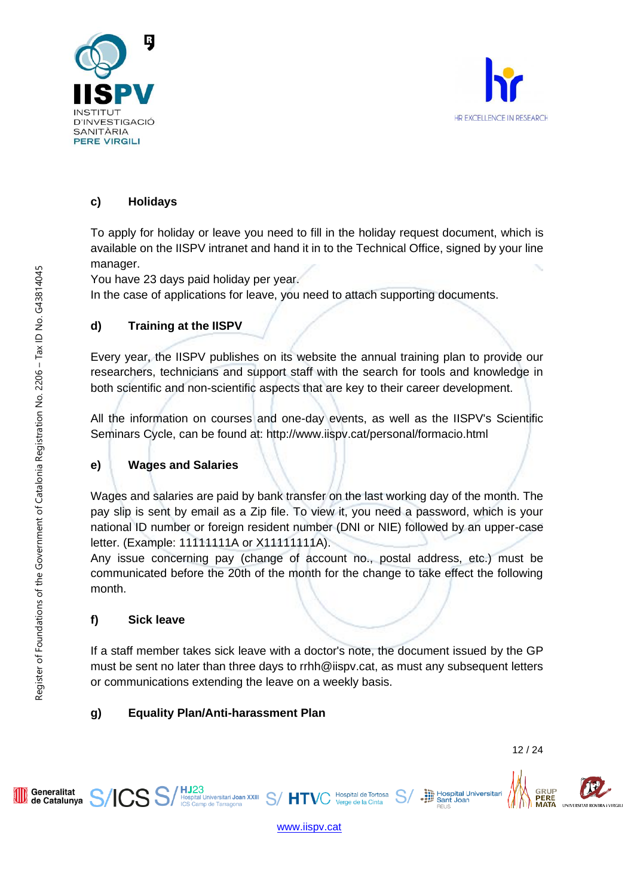### c) Holidays

To apply for holiday or leave you need to fill in the holiday request document, which is available on the IISPV intranet and hand it in to the Technical Office, signed by your line manager.
You have 23 days paid holiday per year.
In the case of applications for leave, you need to attach supporting documents.

### d) Training at the IISPV

Every year, the IISPV publishes on its website the annual training plan to provide our researchers, technicians and support staff with the search for tools and knowledge in both scientific and non-scientific aspects that are key to their career development.

All the information on courses and one-day events, as well as the IISPV's Scientific Seminars Cycle, can be found at: http://www.iispv.cat/personal/formacio.html

### e) Wages and Salaries

Wages and salaries are paid by bank transfer on the last working day of the month. The pay slip is sent by email as a Zip file. To view it, you need a password, which is your national ID number or foreign resident number (DNI or NIE) followed by an upper-case letter. (Example: 11111111A or X11111111A).
Any issue concerning pay (change of account no., postal address, etc.) must be communicated before the 20th of the month for the change to take effect the following month.

### f) Sick leave

If a staff member takes sick leave with a doctor's note, the document issued by the GP must be sent no later than three days to rrhh@iispv.cat, as must any subsequent letters or communications extending the leave on a weekly basis.

### g) Equality Plan/Anti-harassment Plan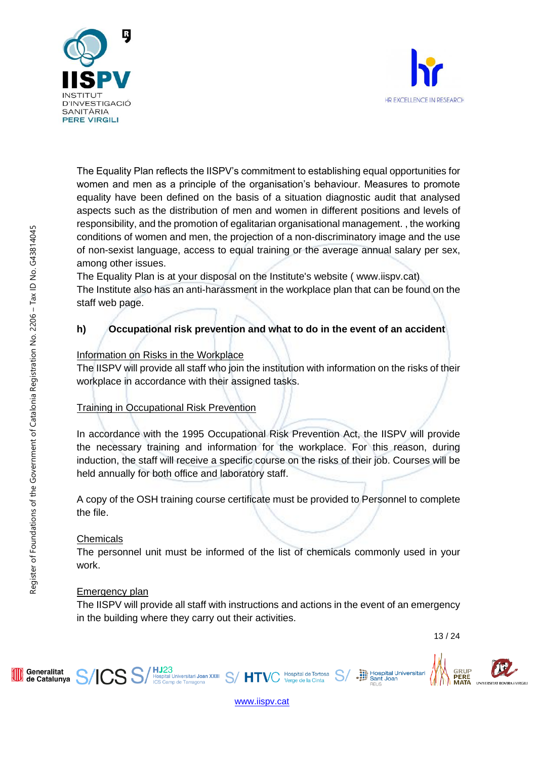The Equality Plan reflects the IISPV's commitment to establishing equal opportunities for women and men as a principle of the organisation's behaviour. Measures to promote equality have been defined on the basis of a situation diagnostic audit that analysed aspects such as the distribution of men and women in different positions and levels of responsibility, and the promotion of egalitarian organisational management. , the working conditions of women and men, the projection of a non-discriminatory image and the use of non-sexist language, access to equal training or the average annual salary per sex, among other issues.
The Equality Plan is at your disposal on the Institute's website ( www.iispv.cat)
The Institute also has an anti-harassment in the workplace plan that can be found on the staff web page.

### h) Occupational risk prevention and what to do in the event of an accident

Information on Risks in the Workplace
The IISPV will provide all staff who join the institution with information on the risks of their workplace in accordance with their assigned tasks.

Training in Occupational Risk Prevention

In accordance with the 1995 Occupational Risk Prevention Act, the IISPV will provide the necessary training and information for the workplace. For this reason, during induction, the staff will receive a specific course on the risks of their job. Courses will be held annually for both office and laboratory staff.

A copy of the OSH training course certificate must be provided to Personnel to complete the file.

Chemicals
The personnel unit must be informed of the list of chemicals commonly used in your work.

Emergency plan
The IISPV will provide all staff with instructions and actions in the event of an emergency in the building where they carry out their activities.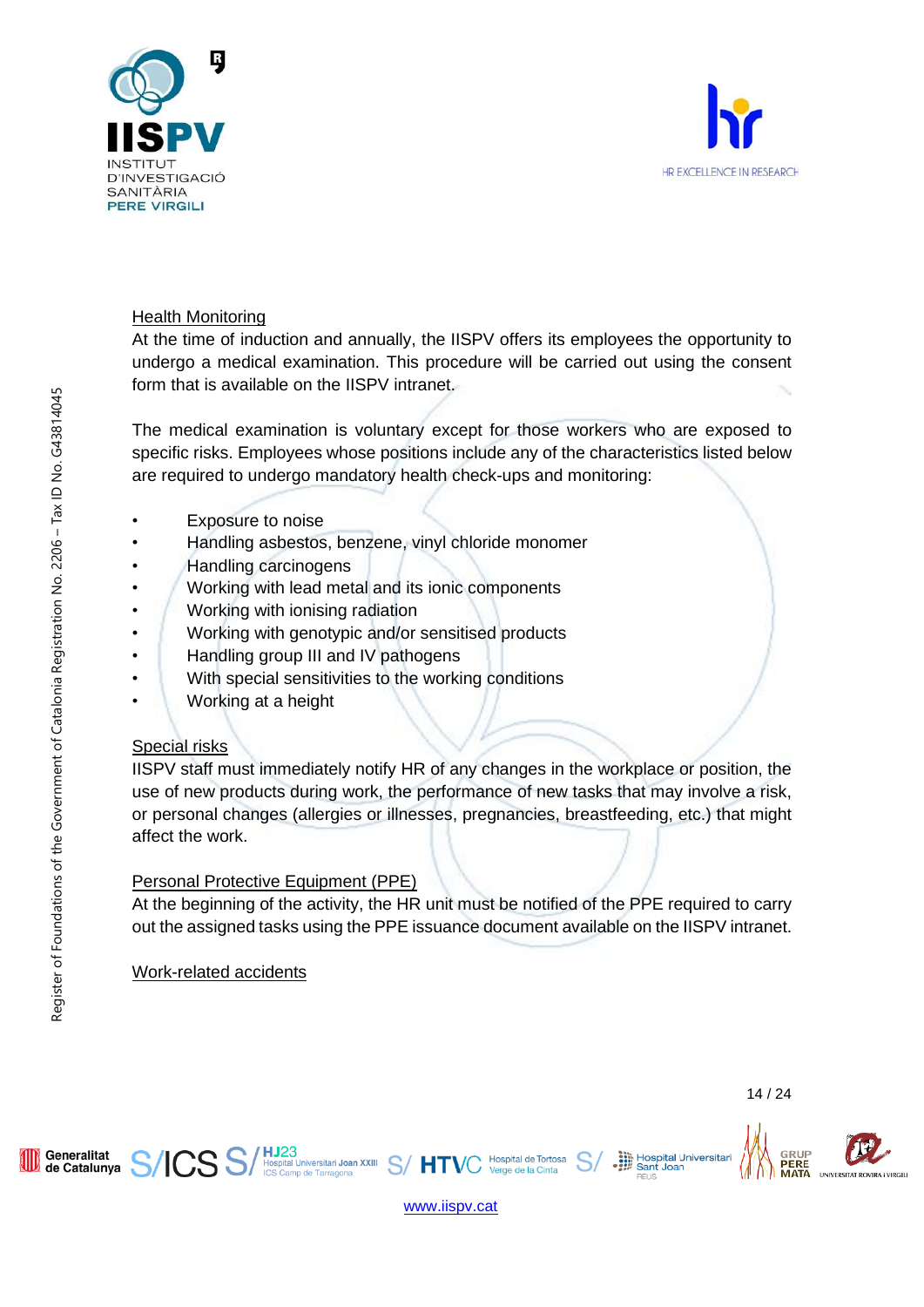## Health Monitoring

At the time of induction and annually, the IISPV offers its employees the opportunity to undergo a medical examination. This procedure will be carried out using the consent form that is available on the IISPV intranet.

The medical examination is voluntary except for those workers who are exposed to specific risks. Employees whose positions include any of the characteristics listed below are required to undergo mandatory health check-ups and monitoring:

- Exposure to noise
- Handling asbestos, benzene, vinyl chloride monomer
- Handling carcinogens
- Working with lead metal and its ionic components
- Working with ionising radiation
- Working with genotypic and/or sensitised products
- Handling group III and IV pathogens
- With special sensitivities to the working conditions
- Working at a height

## Special risks

IISPV staff must immediately notify HR of any changes in the workplace or position, the use of new products during work, the performance of new tasks that may involve a risk, or personal changes (allergies or illnesses, pregnancies, breastfeeding, etc.) that might affect the work.

## Personal Protective Equipment (PPE)

At the beginning of the activity, the HR unit must be notified of the PPE required to carry out the assigned tasks using the PPE issuance document available on the IISPV intranet.

## Work-related accidents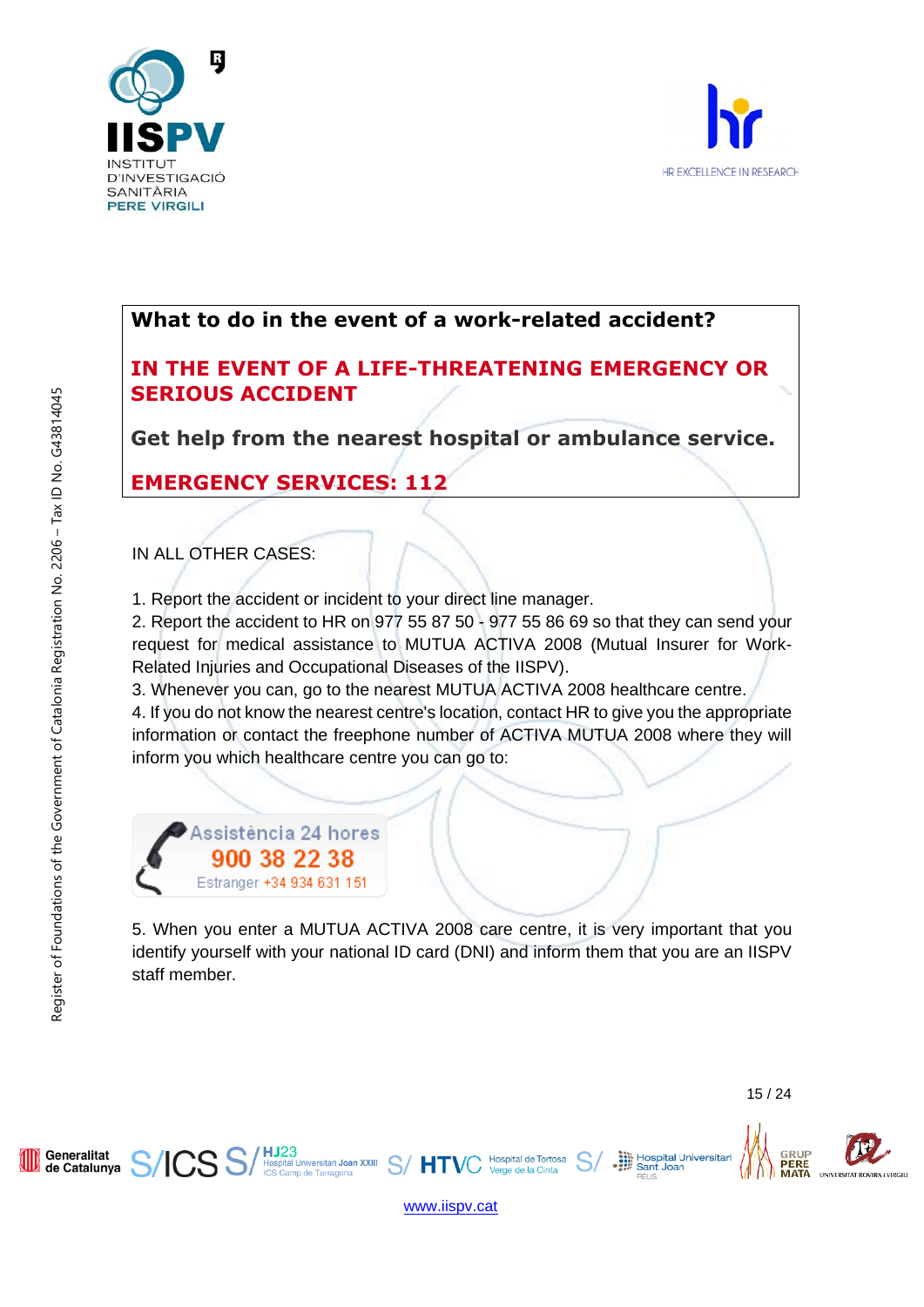**What to do in the event of a work-related accident?**

**IN THE EVENT OF A LIFE-THREATENING EMERGENCY OR SERIOUS ACCIDENT**

**Get help from the nearest hospital or ambulance service.**

**EMERGENCY SERVICES: 112**

IN ALL OTHER CASES:

1. Report the accident or incident to your direct line manager.
2. Report the accident to HR on 977 55 87 50 - 977 55 86 69 so that they can send your request for medical assistance to MUTUA ACTIVA 2008 (Mutual Insurer for Work-Related Injuries and Occupational Diseases of the IISPV).
3. Whenever you can, go to the nearest MUTUA ACTIVA 2008 healthcare centre.
4. If you do not know the nearest centre's location, contact HR to give you the appropriate information or contact the freephone number of ACTIVA MUTUA 2008 where they will inform you which healthcare centre you can go to:

Assistència 24 hores
900 38 22 38
Estranger +34 934 631 151

5. When you enter a MUTUA ACTIVA 2008 care centre, it is very important that you identify yourself with your national ID card (DNI) and inform them that you are an IISPV staff member.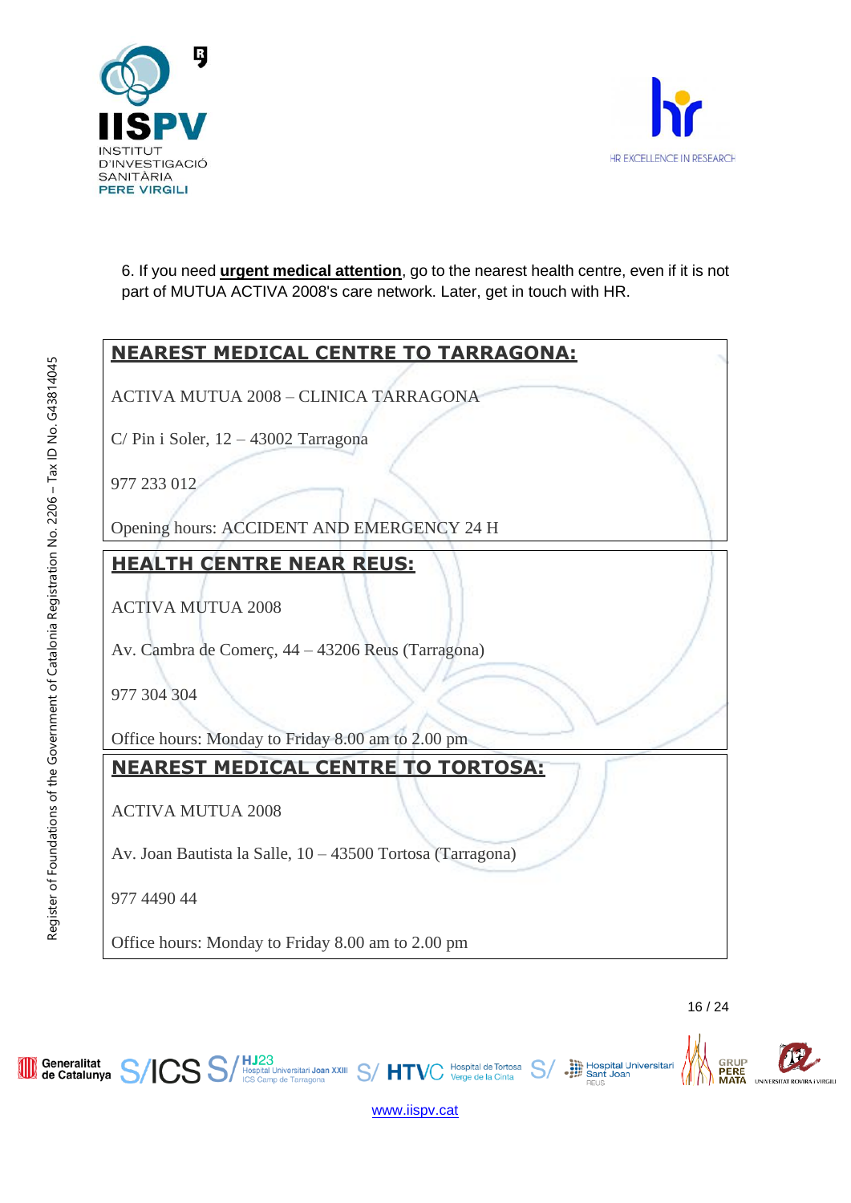6. If you need **urgent medical attention**, go to the nearest health centre, even if it is not part of MUTUA ACTIVA 2008's care network. Later, get in touch with HR.

**NEAREST MEDICAL CENTRE TO TARRAGONA:**

ACTIVA MUTUA 2008 – CLINICA TARRAGONA

C/ Pin i Soler, 12 – 43002 Tarragona

977 233 012

Opening hours: ACCIDENT AND EMERGENCY 24 H

**HEALTH CENTRE NEAR REUS:**

ACTIVA MUTUA 2008

Av. Cambra de Comerç, 44 – 43206 Reus (Tarragona)

977 304 304

Office hours: Monday to Friday 8.00 am to 2.00 pm

**NEAREST MEDICAL CENTRE TO TORTOSA:**

ACTIVA MUTUA 2008

Av. Joan Bautista la Salle, 10 – 43500 Tortosa (Tarragona)

977 4490 44

Office hours: Monday to Friday 8.00 am to 2.00 pm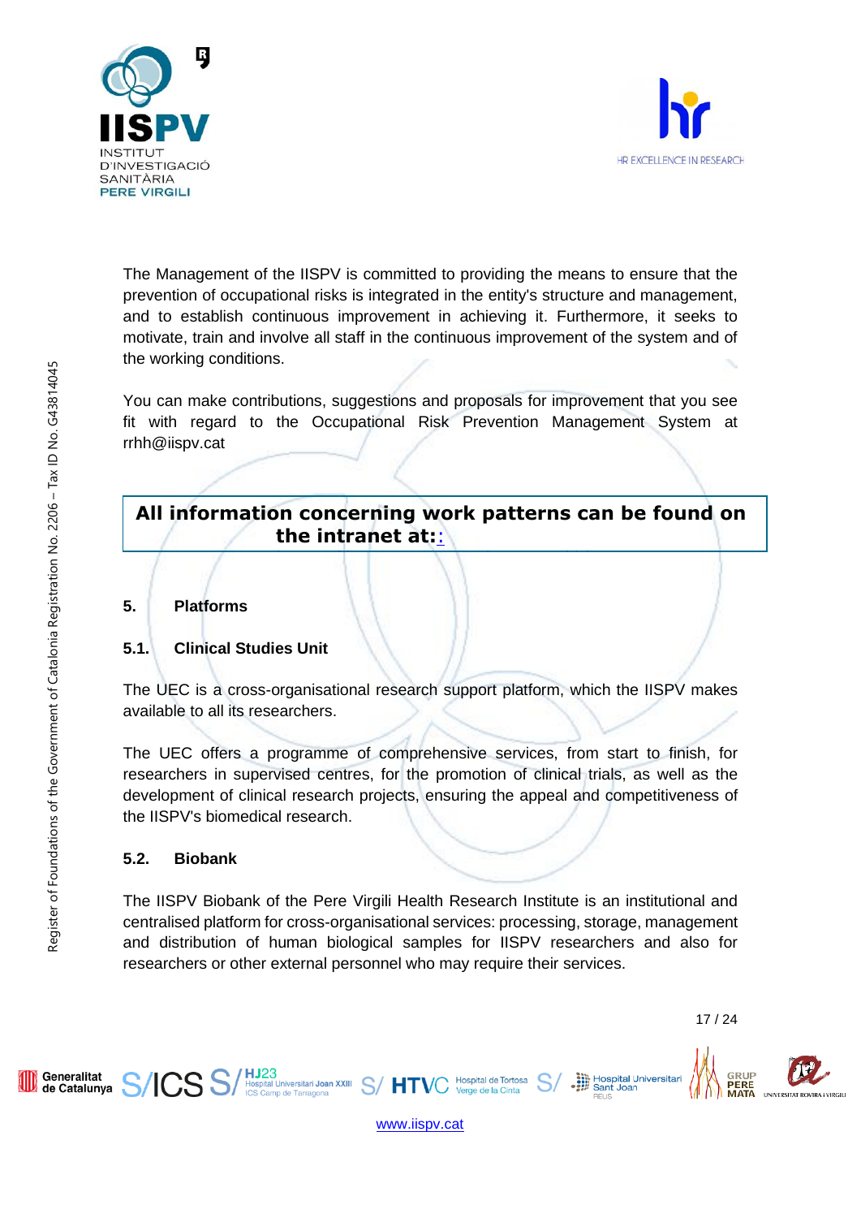The Management of the IISPV is committed to providing the means to ensure that the prevention of occupational risks is integrated in the entity's structure and management, and to establish continuous improvement in achieving it. Furthermore, it seeks to motivate, train and involve all staff in the continuous improvement of the system and of the working conditions.

You can make contributions, suggestions and proposals for improvement that you see fit with regard to the Occupational Risk Prevention Management System at rrhh@iispv.cat

| **All information concerning work patterns can be found on the intranet at::** |
|---|

## 5. Platforms

### 5.1. Clinical Studies Unit

The UEC is a cross-organisational research support platform, which the IISPV makes available to all its researchers.

The UEC offers a programme of comprehensive services, from start to finish, for researchers in supervised centres, for the promotion of clinical trials, as well as the development of clinical research projects, ensuring the appeal and competitiveness of the IISPV's biomedical research.

### 5.2. Biobank

The IISPV Biobank of the Pere Virgili Health Research Institute is an institutional and centralised platform for cross-organisational services: processing, storage, management and distribution of human biological samples for IISPV researchers and also for researchers or other external personnel who may require their services.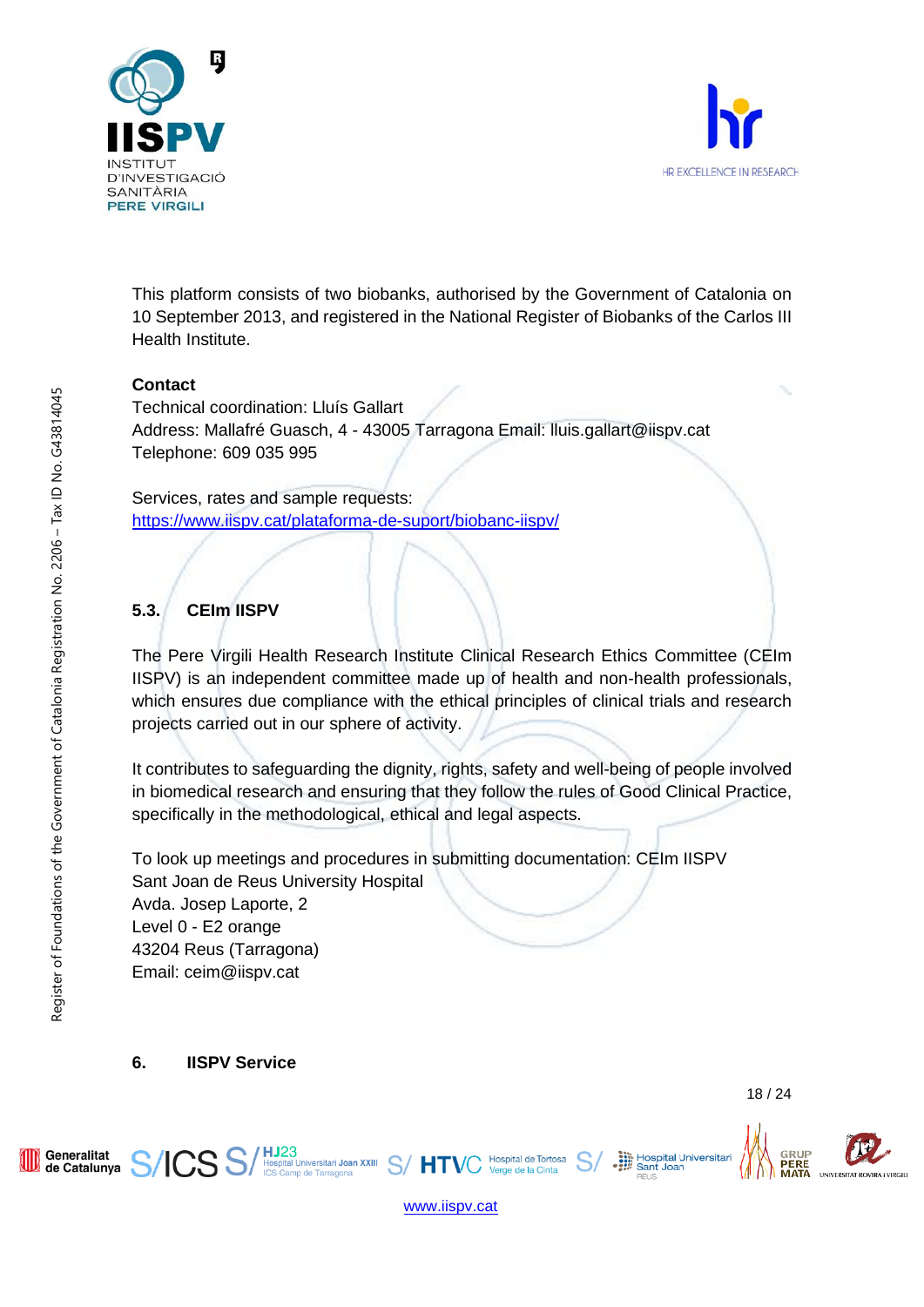This platform consists of two biobanks, authorised by the Government of Catalonia on 10 September 2013, and registered in the National Register of Biobanks of the Carlos III Health Institute.

**Contact**

Technical coordination: Lluís Gallart
Address: Mallafré Guasch, 4 - 43005 Tarragona Email: lluis.gallart@iispv.cat
Telephone: 609 035 995

Services, rates and sample requests:
https://www.iispv.cat/plataforma-de-suport/biobanc-iispv/

### 5.3. CEIm IISPV

The Pere Virgili Health Research Institute Clinical Research Ethics Committee (CEIm IISPV) is an independent committee made up of health and non-health professionals, which ensures due compliance with the ethical principles of clinical trials and research projects carried out in our sphere of activity.

It contributes to safeguarding the dignity, rights, safety and well-being of people involved in biomedical research and ensuring that they follow the rules of Good Clinical Practice, specifically in the methodological, ethical and legal aspects.

To look up meetings and procedures in submitting documentation: CEIm IISPV
Sant Joan de Reus University Hospital
Avda. Josep Laporte, 2
Level 0 - E2 orange
43204 Reus (Tarragona)
Email: ceim@iispv.cat

## 6. IISPV Service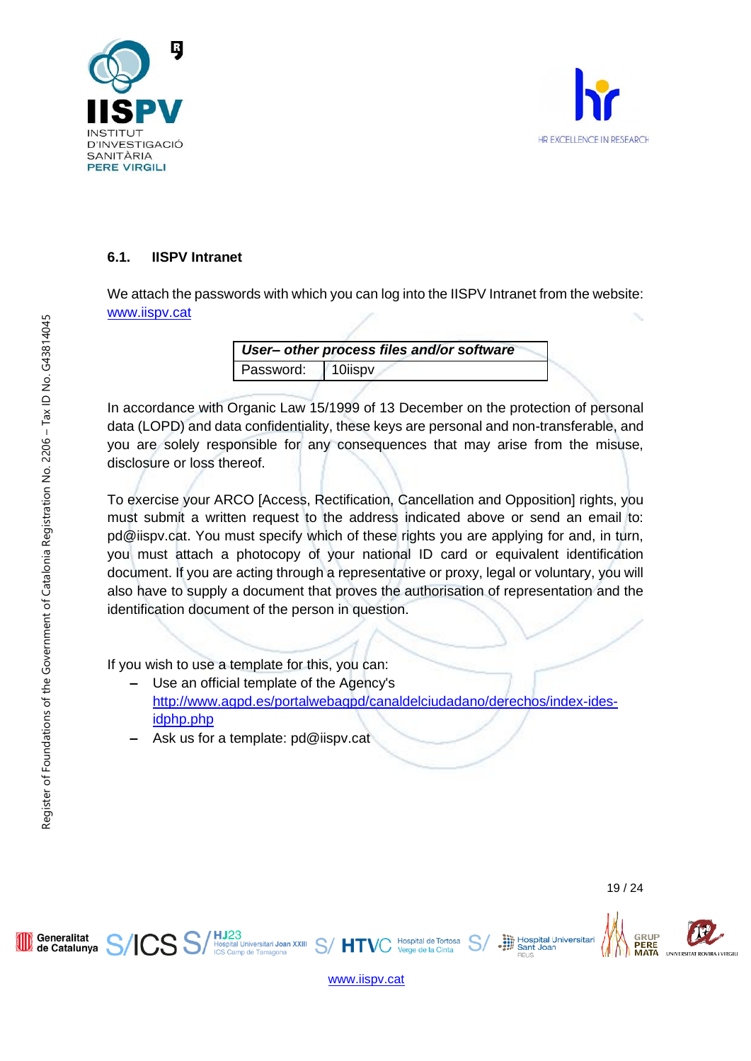### 6.1. IISPV Intranet

We attach the passwords with which you can log into the IISPV Intranet from the website: [www.iispv.cat](www.iispv.cat)

| ***User– other process files and/or software*** | |
|---|---|
| Password: | 10iispv |

In accordance with Organic Law 15/1999 of 13 December on the protection of personal data (LOPD) and data confidentiality, these keys are personal and non-transferable, and you are solely responsible for any consequences that may arise from the misuse, disclosure or loss thereof.

To exercise your ARCO [Access, Rectification, Cancellation and Opposition] rights, you must submit a written request to the address indicated above or send an email to: pd@iispv.cat. You must specify which of these rights you are applying for and, in turn, you must attach a photocopy of your national ID card or equivalent identification document. If you are acting through a representative or proxy, legal or voluntary, you will also have to supply a document that proves the authorisation of representation and the identification document of the person in question.

If you wish to use a template for this, you can:

- Use an official template of the Agency's [http://www.agpd.es/portalwebagpd/canaldelciudadano/derechos/index-ides-idphp.php](http://www.agpd.es/portalwebagpd/canaldelciudadano/derechos/index-ides-idphp.php)
- Ask us for a template: pd@iispv.cat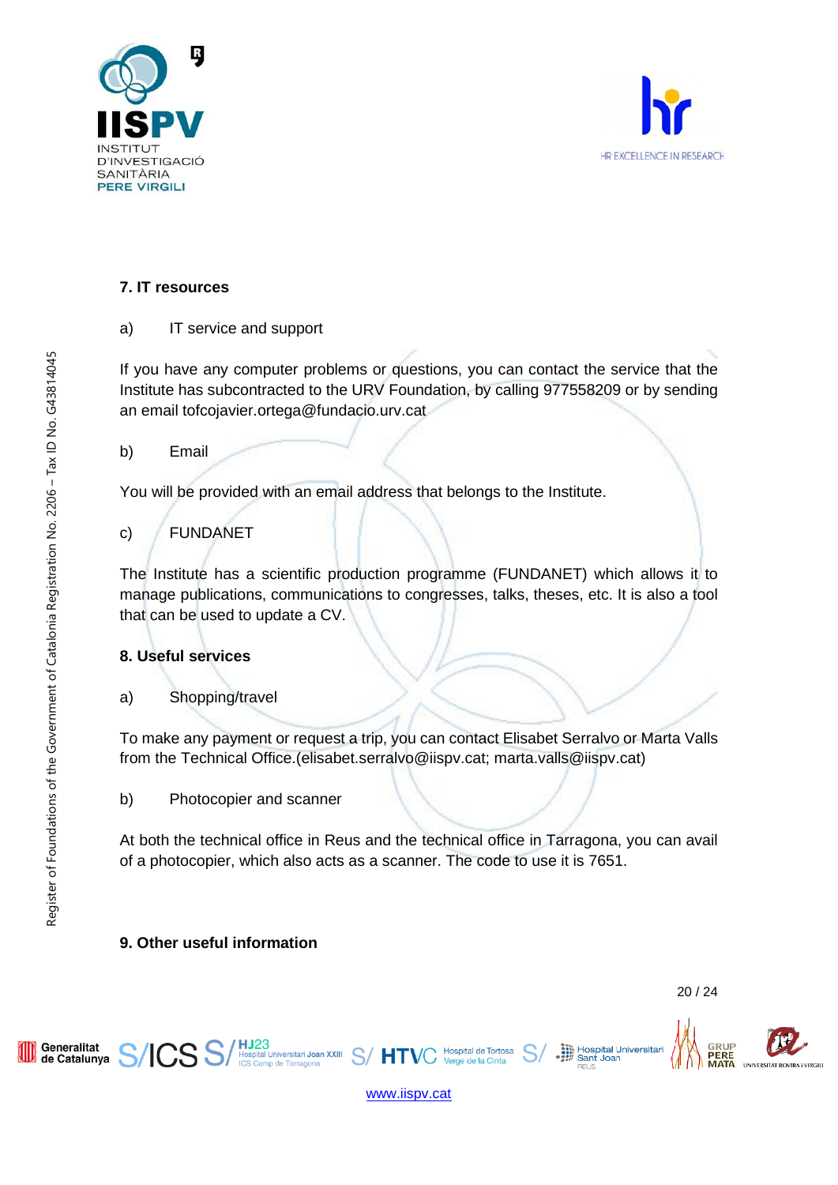## 7. IT resources

a) IT service and support

If you have any computer problems or questions, you can contact the service that the Institute has subcontracted to the URV Foundation, by calling 977558209 or by sending an email tofcojavier.ortega@fundacio.urv.cat

b) Email

You will be provided with an email address that belongs to the Institute.

c) FUNDANET

The Institute has a scientific production programme (FUNDANET) which allows it to manage publications, communications to congresses, talks, theses, etc. It is also a tool that can be used to update a CV.

## 8. Useful services

a) Shopping/travel

To make any payment or request a trip, you can contact Elisabet Serralvo or Marta Valls from the Technical Office.(elisabet.serralvo@iispv.cat; marta.valls@iispv.cat)

b) Photocopier and scanner

At both the technical office in Reus and the technical office in Tarragona, you can avail of a photocopier, which also acts as a scanner. The code to use it is 7651.

## 9. Other useful information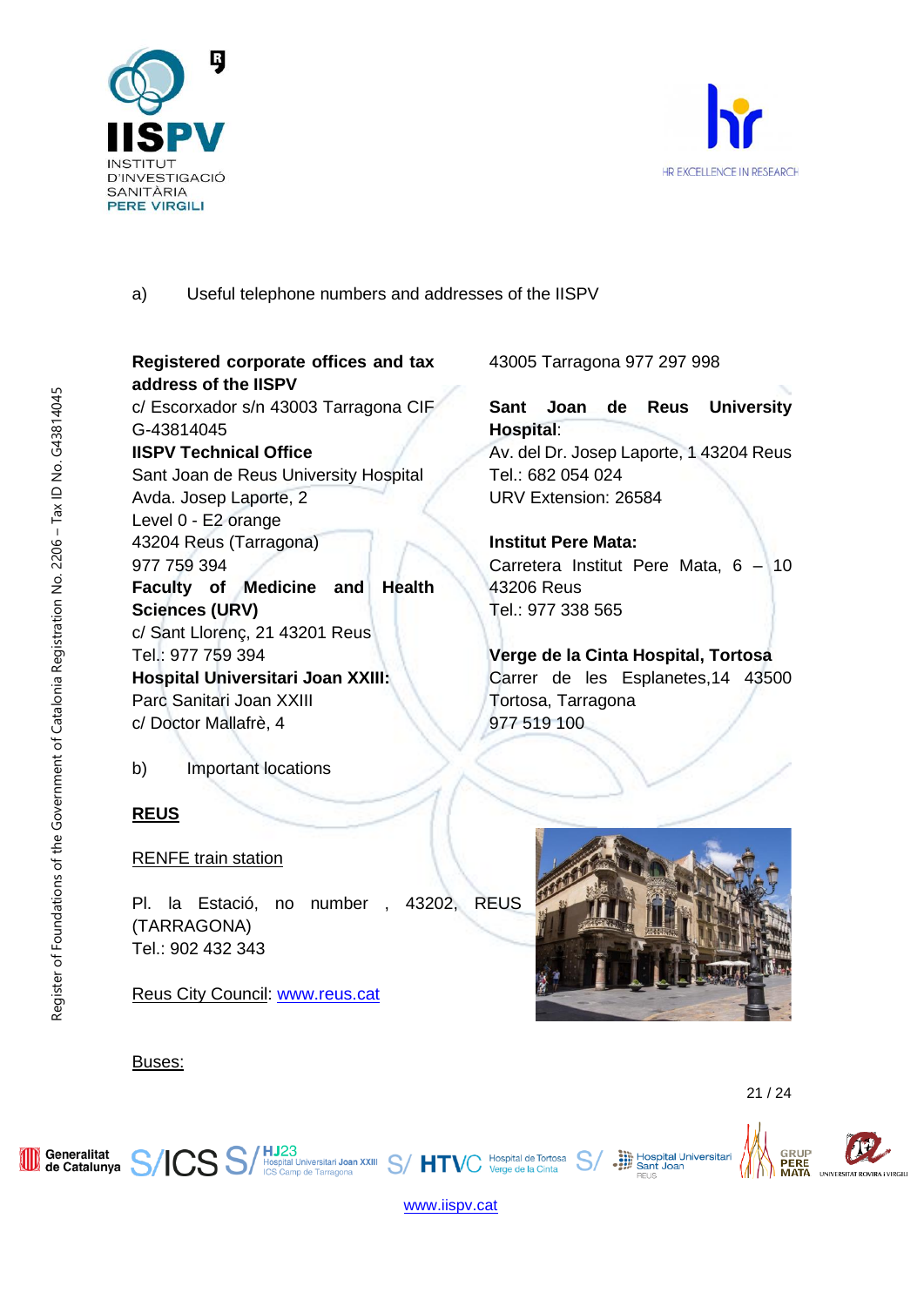a) Useful telephone numbers and addresses of the IISPV

**Registered corporate offices and tax address of the IISPV**
c/ Escorxador s/n 43003 Tarragona CIF G-43814045

**IISPV Technical Office**
Sant Joan de Reus University Hospital
Avda. Josep Laporte, 2
Level 0 - E2 orange
43204 Reus (Tarragona)
977 759 394

**Faculty of Medicine and Health Sciences (URV)**
c/ Sant Llorenç, 21 43201 Reus
Tel.: 977 759 394

**Hospital Universitari Joan XXIII:**
Parc Sanitari Joan XXIII
c/ Doctor Mallafrè, 4
43005 Tarragona 977 297 998

**Sant Joan de Reus University Hospital**:
Av. del Dr. Josep Laporte, 1 43204 Reus
Tel.: 682 054 024
URV Extension: 26584

**Institut Pere Mata:**
Carretera Institut Pere Mata, 6 – 10
43206 Reus
Tel.: 977 338 565

**Verge de la Cinta Hospital, Tortosa**
Carrer de les Esplanetes,14 43500 Tortosa, Tarragona
977 519 100

b) Important locations

**REUS**

RENFE train station

Pl. la Estació, no number , 43202, REUS (TARRAGONA)
Tel.: 902 432 343

Reus City Council: www.reus.cat

Buses: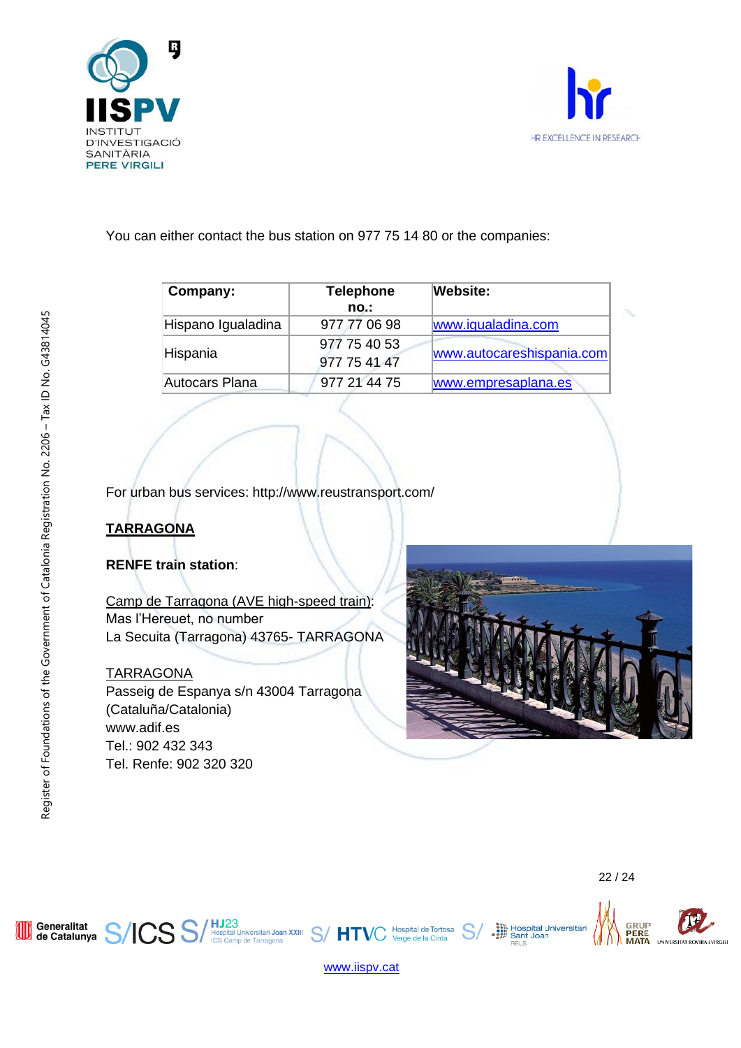You can either contact the bus station on 977 75 14 80 or the companies:

| Company: | Telephone no.: | Website: |
| --- | --- | --- |
| Hispano Igualadina | 977 77 06 98 | www.igualadina.com |
| Hispania | 977 75 40 53<br>977 75 41 47 | www.autocareshispania.com |
| Autocars Plana | 977 21 44 75 | www.empresaplana.es |

For urban bus services: http://www.reustransport.com/

**TARRAGONA**

**RENFE train station**:

Camp de Tarragona (AVE high-speed train):
Mas l'Hereuet, no number
La Secuita (Tarragona) 43765- TARRAGONA

TARRAGONA
Passeig de Espanya s/n 43004 Tarragona
(Cataluña/Catalonia)
www.adif.es
Tel.: 902 432 343
Tel. Renfe: 902 320 320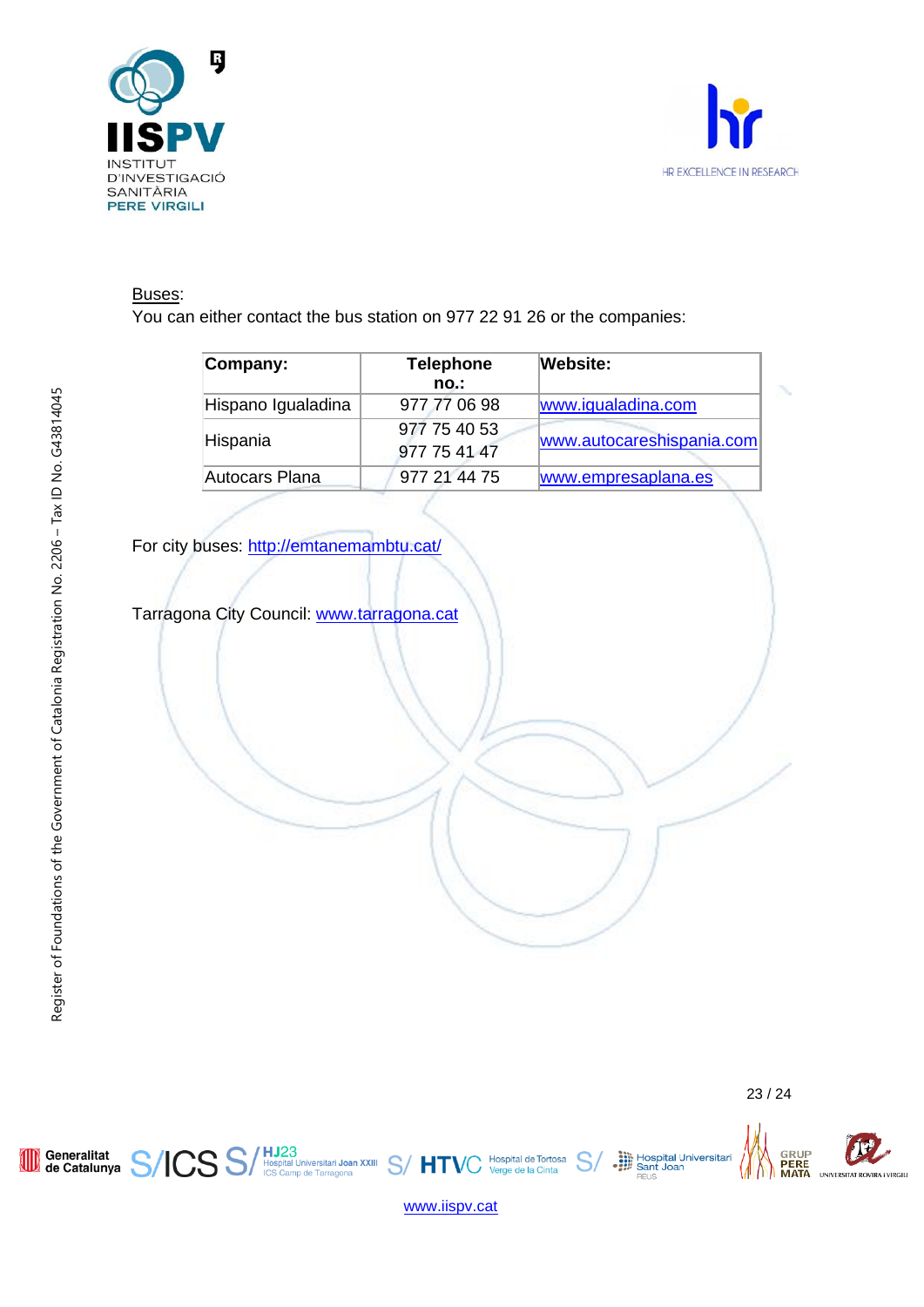Buses:
You can either contact the bus station on 977 22 91 26 or the companies:

| Company: | Telephone no.: | Website: |
|---|---|---|
| Hispano Igualadina | 977 77 06 98 | www.igualadina.com |
| Hispania | 977 75 40 53<br>977 75 41 47 | www.autocareshispania.com |
| Autocars Plana | 977 21 44 75 | www.empresaplana.es |

For city buses: http://emtanemambtu.cat/

Tarragona City Council: www.tarragona.cat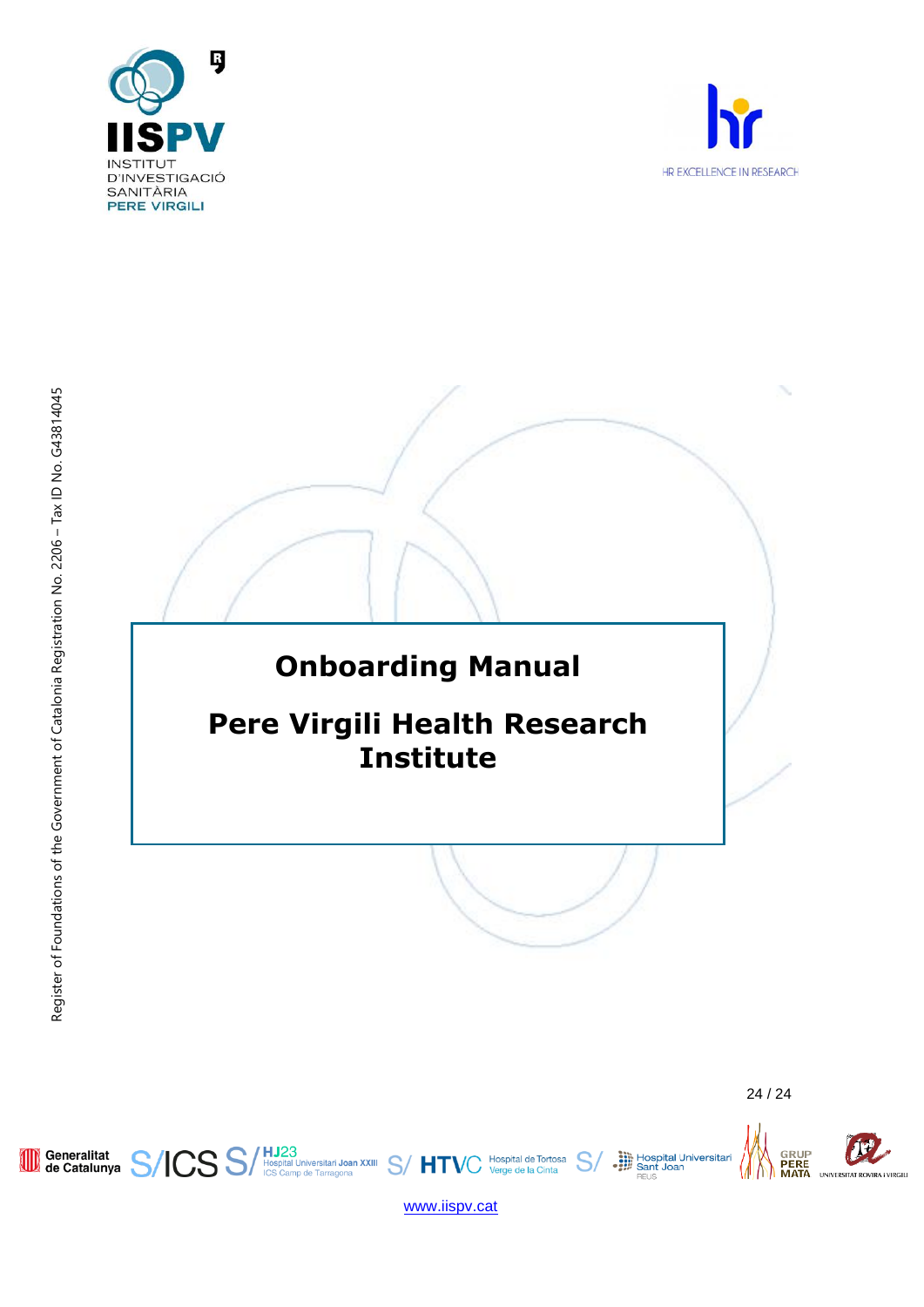# Onboarding Manual

# Pere Virgili Health Research Institute